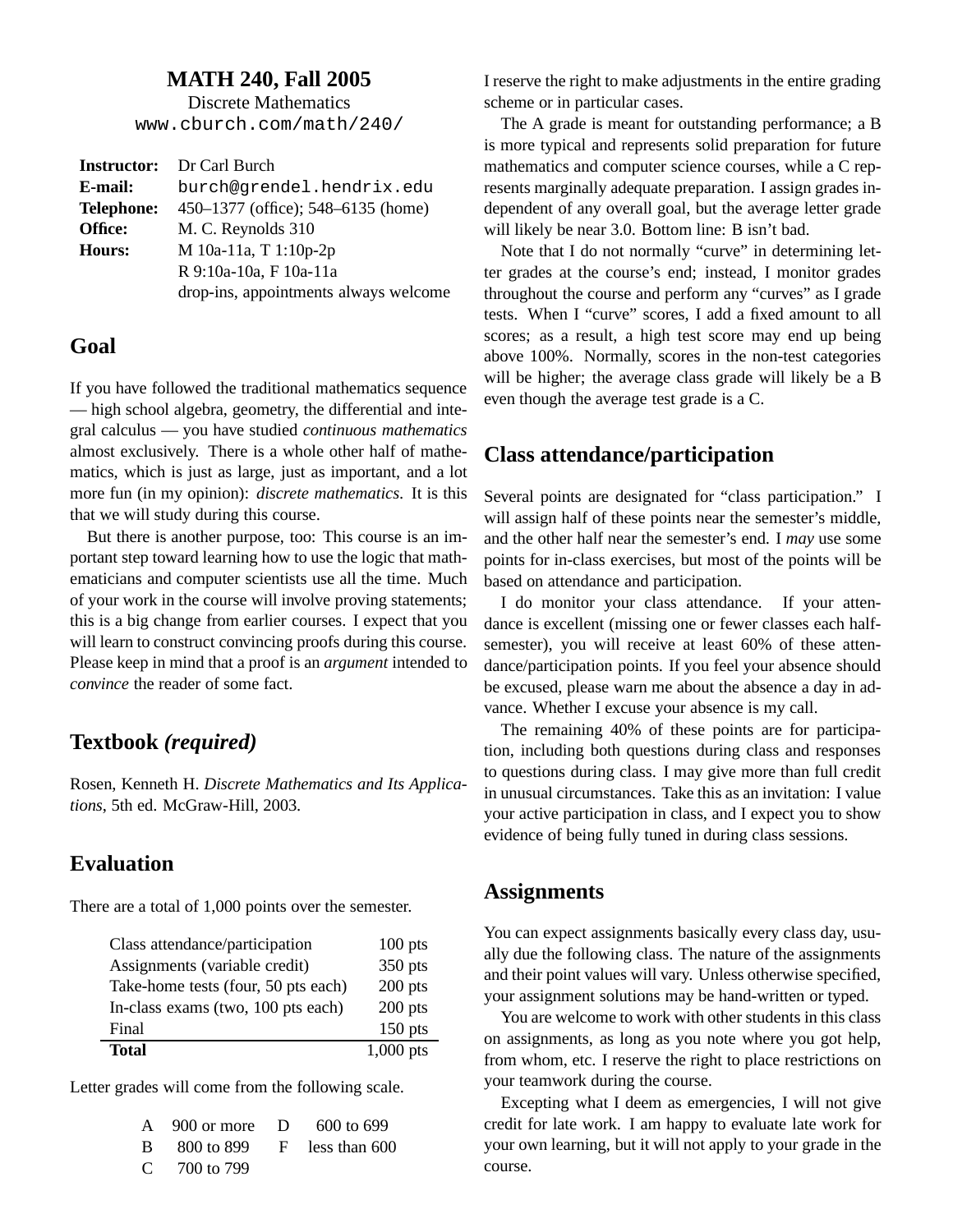# MATH 240, Fall 2005

Discrete Mathematics

www.cburch.com/math/240/

| | |
|---|---|
| **Instructor:** | Dr Carl Burch |
| **E-mail:** | burch@grendel.hendrix.edu |
| **Telephone:** | 450–1377 (office); 548–6135 (home) |
| **Office:** | M. C. Reynolds 310 |
| **Hours:** | M 10a-11a, T 1:10p-2p |
| | R 9:10a-10a, F 10a-11a |
| | drop-ins, appointments always welcome |

## Goal

If you have followed the traditional mathematics sequence — high school algebra, geometry, the differential and integral calculus — you have studied *continuous mathematics* almost exclusively. There is a whole other half of mathematics, which is just as large, just as important, and a lot more fun (in my opinion): *discrete mathematics*. It is this that we will study during this course.

But there is another purpose, too: This course is an important step toward learning how to use the logic that mathematicians and computer scientists use all the time. Much of your work in the course will involve proving statements; this is a big change from earlier courses. I expect that you will learn to construct convincing proofs during this course. Please keep in mind that a proof is an *argument* intended to *convince* the reader of some fact.

## Textbook *(required)*

Rosen, Kenneth H. *Discrete Mathematics and Its Applications*, 5th ed. McGraw-Hill, 2003.

## Evaluation

There are a total of 1,000 points over the semester.

| | |
|---|---|
| Class attendance/participation | 100 pts |
| Assignments (variable credit) | 350 pts |
| Take-home tests (four, 50 pts each) | 200 pts |
| In-class exams (two, 100 pts each) | 200 pts |
| Final | 150 pts |
| **Total** | 1,000 pts |

Letter grades will come from the following scale.

| | | | |
|---|---|---|---|
| A | 900 or more | D | 600 to 699 |
| B | 800 to 899 | F | less than 600 |
| C | 700 to 799 | | |

I reserve the right to make adjustments in the entire grading scheme or in particular cases.

The A grade is meant for outstanding performance; a B is more typical and represents solid preparation for future mathematics and computer science courses, while a C represents marginally adequate preparation. I assign grades independent of any overall goal, but the average letter grade will likely be near 3.0. Bottom line: B isn't bad.

Note that I do not normally "curve" in determining letter grades at the course's end; instead, I monitor grades throughout the course and perform any "curves" as I grade tests. When I "curve" scores, I add a fixed amount to all scores; as a result, a high test score may end up being above 100%. Normally, scores in the non-test categories will be higher; the average class grade will likely be a B even though the average test grade is a C.

## Class attendance/participation

Several points are designated for "class participation." I will assign half of these points near the semester's middle, and the other half near the semester's end. I *may* use some points for in-class exercises, but most of the points will be based on attendance and participation.

I do monitor your class attendance. If your attendance is excellent (missing one or fewer classes each half-semester), you will receive at least 60% of these attendance/participation points. If you feel your absence should be excused, please warn me about the absence a day in advance. Whether I excuse your absence is my call.

The remaining 40% of these points are for participation, including both questions during class and responses to questions during class. I may give more than full credit in unusual circumstances. Take this as an invitation: I value your active participation in class, and I expect you to show evidence of being fully tuned in during class sessions.

## Assignments

You can expect assignments basically every class day, usually due the following class. The nature of the assignments and their point values will vary. Unless otherwise specified, your assignment solutions may be hand-written or typed.

You are welcome to work with other students in this class on assignments, as long as you note where you got help, from whom, etc. I reserve the right to place restrictions on your teamwork during the course.

Excepting what I deem as emergencies, I will not give credit for late work. I am happy to evaluate late work for your own learning, but it will not apply to your grade in the course.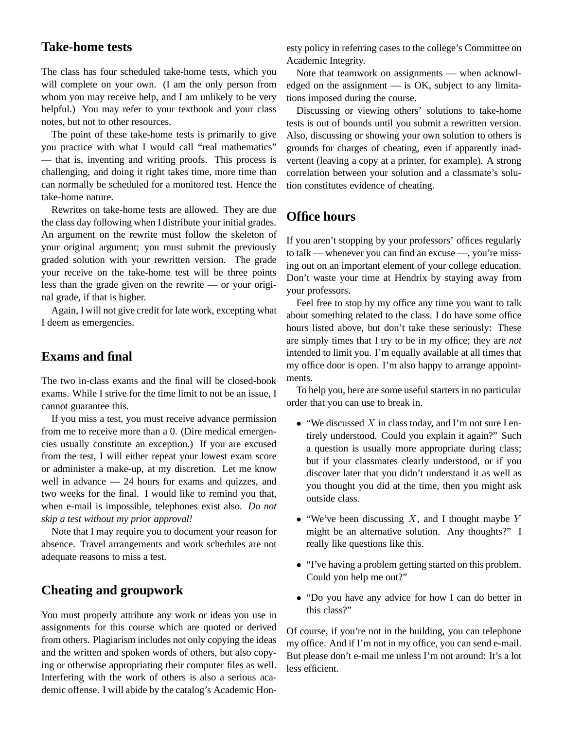## Take-home tests

The class has four scheduled take-home tests, which you will complete on your own. (I am the only person from whom you may receive help, and I am unlikely to be very helpful.) You may refer to your textbook and your class notes, but not to other resources.

The point of these take-home tests is primarily to give you practice with what I would call "real mathematics" — that is, inventing and writing proofs. This process is challenging, and doing it right takes time, more time than can normally be scheduled for a monitored test. Hence the take-home nature.

Rewrites on take-home tests are allowed. They are due the class day following when I distribute your initial grades. An argument on the rewrite must follow the skeleton of your original argument; you must submit the previously graded solution with your rewritten version. The grade your receive on the take-home test will be three points less than the grade given on the rewrite — or your original grade, if that is higher.

Again, I will not give credit for late work, excepting what I deem as emergencies.

## Exams and final

The two in-class exams and the final will be closed-book exams. While I strive for the time limit to not be an issue, I cannot guarantee this.

If you miss a test, you must receive advance permission from me to receive more than a 0. (Dire medical emergencies usually constitute an exception.) If you are excused from the test, I will either repeat your lowest exam score or administer a make-up, at my discretion. Let me know well in advance — 24 hours for exams and quizzes, and two weeks for the final. I would like to remind you that, when e-mail is impossible, telephones exist also. *Do not skip a test without my prior approval!*

Note that I may require you to document your reason for absence. Travel arrangements and work schedules are not adequate reasons to miss a test.

## Cheating and groupwork

You must properly attribute any work or ideas you use in assignments for this course which are quoted or derived from others. Plagiarism includes not only copying the ideas and the written and spoken words of others, but also copying or otherwise appropriating their computer files as well. Interfering with the work of others is also a serious academic offense. I will abide by the catalog's Academic Honesty policy in referring cases to the college's Committee on Academic Integrity.

Note that teamwork on assignments — when acknowledged on the assignment — is OK, subject to any limitations imposed during the course.

Discussing or viewing others' solutions to take-home tests is out of bounds until you submit a rewritten version. Also, discussing or showing your own solution to others is grounds for charges of cheating, even if apparently inadvertent (leaving a copy at a printer, for example). A strong correlation between your solution and a classmate's solution constitutes evidence of cheating.

## Office hours

If you aren't stopping by your professors' offices regularly to talk — whenever you can find an excuse —, you're missing out on an important element of your college education. Don't waste your time at Hendrix by staying away from your professors.

Feel free to stop by my office any time you want to talk about something related to the class. I do have some office hours listed above, but don't take these seriously: These are simply times that I try to be in my office; they are *not* intended to limit you. I'm equally available at all times that my office door is open. I'm also happy to arrange appointments.

To help you, here are some useful starters in no particular order that you can use to break in.

- "We discussed $X$ in class today, and I'm not sure I entirely understood. Could you explain it again?" Such a question is usually more appropriate during class; but if your classmates clearly understood, or if you discover later that you didn't understand it as well as you thought you did at the time, then you might ask outside class.
- "We've been discussing $X$, and I thought maybe $Y$ might be an alternative solution. Any thoughts?" I really like questions like this.
- "I've having a problem getting started on this problem. Could you help me out?"
- "Do you have any advice for how I can do better in this class?"

Of course, if you're not in the building, you can telephone my office. And if I'm not in my office, you can send e-mail. But please don't e-mail me unless I'm not around: It's a lot less efficient.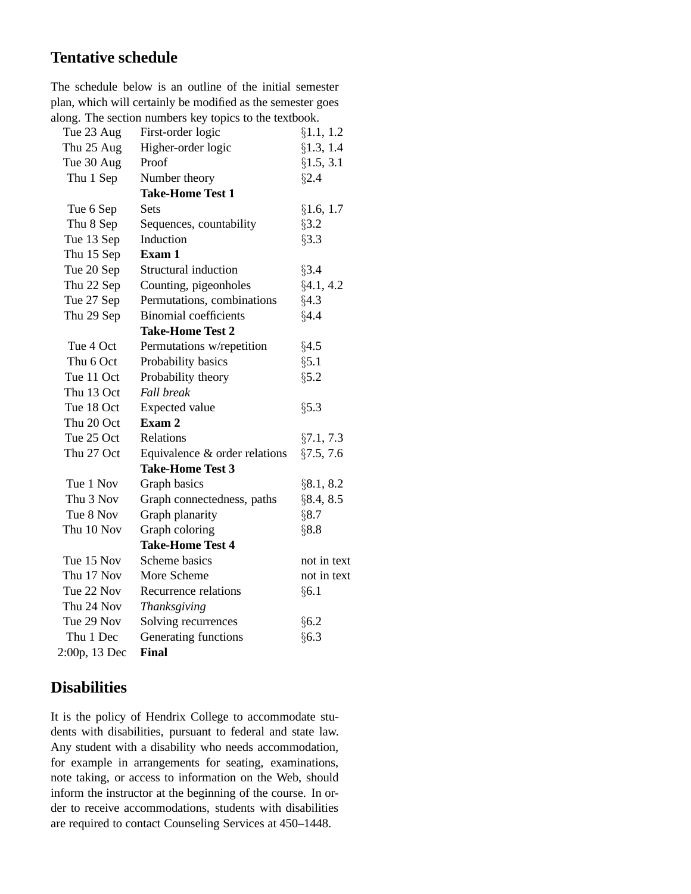## Tentative schedule

The schedule below is an outline of the initial semester plan, which will certainly be modified as the semester goes along. The section numbers key topics to the textbook.

| | | |
|---|---|---|
| Tue 23 Aug | First-order logic | §1.1, 1.2 |
| Thu 25 Aug | Higher-order logic | §1.3, 1.4 |
| Tue 30 Aug | Proof | §1.5, 3.1 |
| Thu 1 Sep | Number theory | §2.4 |
| | **Take-Home Test 1** | |
| Tue 6 Sep | Sets | §1.6, 1.7 |
| Thu 8 Sep | Sequences, countability | §3.2 |
| Tue 13 Sep | Induction | §3.3 |
| Thu 15 Sep | **Exam 1** | |
| Tue 20 Sep | Structural induction | §3.4 |
| Thu 22 Sep | Counting, pigeonholes | §4.1, 4.2 |
| Tue 27 Sep | Permutations, combinations | §4.3 |
| Thu 29 Sep | Binomial coefficients | §4.4 |
| | **Take-Home Test 2** | |
| Tue 4 Oct | Permutations w/repetition | §4.5 |
| Thu 6 Oct | Probability basics | §5.1 |
| Tue 11 Oct | Probability theory | §5.2 |
| Thu 13 Oct | *Fall break* | |
| Tue 18 Oct | Expected value | §5.3 |
| Thu 20 Oct | **Exam 2** | |
| Tue 25 Oct | Relations | §7.1, 7.3 |
| Thu 27 Oct | Equivalence & order relations | §7.5, 7.6 |
| | **Take-Home Test 3** | |
| Tue 1 Nov | Graph basics | §8.1, 8.2 |
| Thu 3 Nov | Graph connectedness, paths | §8.4, 8.5 |
| Tue 8 Nov | Graph planarity | §8.7 |
| Thu 10 Nov | Graph coloring | §8.8 |
| | **Take-Home Test 4** | |
| Tue 15 Nov | Scheme basics | not in text |
| Thu 17 Nov | More Scheme | not in text |
| Tue 22 Nov | Recurrence relations | §6.1 |
| Thu 24 Nov | *Thanksgiving* | |
| Tue 29 Nov | Solving recurrences | §6.2 |
| Thu 1 Dec | Generating functions | §6.3 |
| 2:00p, 13 Dec | **Final** | |

## Disabilities

It is the policy of Hendrix College to accommodate students with disabilities, pursuant to federal and state law. Any student with a disability who needs accommodation, for example in arrangements for seating, examinations, note taking, or access to information on the Web, should inform the instructor at the beginning of the course. In order to receive accommodations, students with disabilities are required to contact Counseling Services at 450–1448.